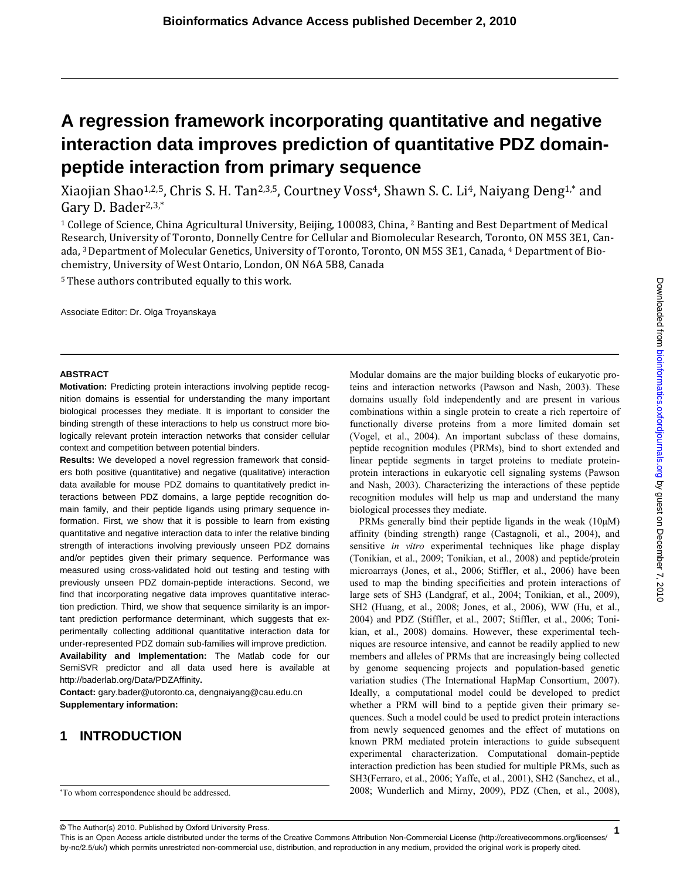# A regression framework incorporating quantitative and negative interaction data improves prediction of quantitative PDZ domain-peptide interaction from primary sequence

Xiaojian Shao[1,2,5], Chris S. H. Tan[2,3,5], Courtney Voss[4], Shawn S. C. Li[4], Naiyang Deng[1,*] and Gary D. Bader[2,3,*]

[1] College of Science, China Agricultural University, Beijing, 100083, China, [2] Banting and Best Department of Medical Research, University of Toronto, Donnelly Centre for Cellular and Biomolecular Research, Toronto, ON M5S 3E1, Canada, [3] Department of Molecular Genetics, University of Toronto, Toronto, ON M5S 3E1, Canada, [4] Department of Biochemistry, University of West Ontario, London, ON N6A 5B8, Canada

[5] These authors contributed equally to this work.

Associate Editor: Dr. Olga Troyanskaya

## ABSTRACT

**Motivation:** Predicting protein interactions involving peptide recognition domains is essential for understanding the many important biological processes they mediate. It is important to consider the binding strength of these interactions to help us construct more biologically relevant protein interaction networks that consider cellular context and competition between potential binders.

**Results:** We developed a novel regression framework that considers both positive (quantitative) and negative (qualitative) interaction data available for mouse PDZ domains to quantitatively predict interactions between PDZ domains, a large peptide recognition domain family, and their peptide ligands using primary sequence information. First, we show that it is possible to learn from existing quantitative and negative interaction data to infer the relative binding strength of interactions involving previously unseen PDZ domains and/or peptides given their primary sequence. Performance was measured using cross-validated hold out testing and testing with previously unseen PDZ domain-peptide interactions. Second, we find that incorporating negative data improves quantitative interaction prediction. Third, we show that sequence similarity is an important prediction performance determinant, which suggests that experimentally collecting additional quantitative interaction data for under-represented PDZ domain sub-families will improve prediction.

**Availability and Implementation:** The Matlab code for our SemiSVR predictor and all data used here is available at http://baderlab.org/Data/PDZAffinity**.**

**Contact:** gary.bader@utoronto.ca, dengnaiyang@cau.edu.cn

**Supplementary information:**

## 1 INTRODUCTION

Modular domains are the major building blocks of eukaryotic proteins and interaction networks (Pawson and Nash, 2003). These domains usually fold independently and are present in various combinations within a single protein to create a rich repertoire of functionally diverse proteins from a more limited domain set (Vogel, et al., 2004). An important subclass of these domains, peptide recognition modules (PRMs), bind to short extended and linear peptide segments in target proteins to mediate protein-protein interactions in eukaryotic cell signaling systems (Pawson and Nash, 2003). Characterizing the interactions of these peptide recognition modules will help us map and understand the many biological processes they mediate.

PRMs generally bind their peptide ligands in the weak (10μM) affinity (binding strength) range (Castagnoli, et al., 2004), and sensitive *in vitro* experimental techniques like phage display (Tonikian, et al., 2009; Tonikian, et al., 2008) and peptide/protein microarrays (Jones, et al., 2006; Stiffler, et al., 2006) have been used to map the binding specificities and protein interactions of large sets of SH3 (Landgraf, et al., 2004; Tonikian, et al., 2009), SH2 (Huang, et al., 2008; Jones, et al., 2006), WW (Hu, et al., 2004) and PDZ (Stiffler, et al., 2007; Stiffler, et al., 2006; Tonikian, et al., 2008) domains. However, these experimental techniques are resource intensive, and cannot be readily applied to new members and alleles of PRMs that are increasingly being collected by genome sequencing projects and population-based genetic variation studies (The International HapMap Consortium, 2007). Ideally, a computational model could be developed to predict whether a PRM will bind to a peptide given their primary sequences. Such a model could be used to predict protein interactions from newly sequenced genomes and the effect of mutations on known PRM mediated protein interactions to guide subsequent experimental characterization. Computational domain-peptide interaction prediction has been studied for multiple PRMs, such as SH3(Ferraro, et al., 2006; Yaffe, et al., 2001), SH2 (Sanchez, et al., 2008; Wunderlich and Mirny, 2009), PDZ (Chen, et al., 2008),

*To whom correspondence should be addressed.

© The Author(s) 2010. Published by Oxford University Press.
This is an Open Access article distributed under the terms of the Creative Commons Attribution Non-Commercial License (http://creativecommons.org/licenses/by-nc/2.5/uk/) which permits unrestricted non-commercial use, distribution, and reproduction in any medium, provided the original work is properly cited.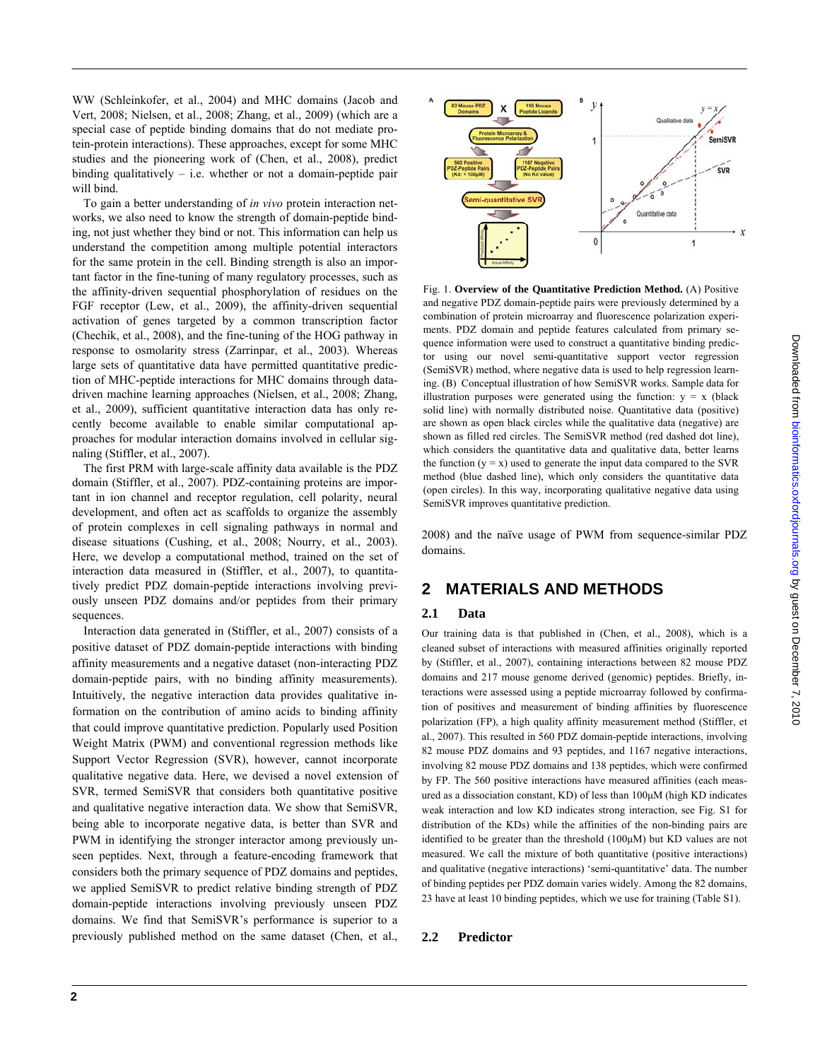WW (Schleinkofer, et al., 2004) and MHC domains (Jacob and Vert, 2008; Nielsen, et al., 2008; Zhang, et al., 2009) (which are a special case of peptide binding domains that do not mediate protein-protein interactions). These approaches, except for some MHC studies and the pioneering work of (Chen, et al., 2008), predict binding qualitatively – i.e. whether or not a domain-peptide pair will bind.

To gain a better understanding of *in vivo* protein interaction networks, we also need to know the strength of domain-peptide binding, not just whether they bind or not. This information can help us understand the competition among multiple potential interactors for the same protein in the cell. Binding strength is also an important factor in the fine-tuning of many regulatory processes, such as the affinity-driven sequential phosphorylation of residues on the FGF receptor (Lew, et al., 2009), the affinity-driven sequential activation of genes targeted by a common transcription factor (Chechik, et al., 2008), and the fine-tuning of the HOG pathway in response to osmolarity stress (Zarrinpar, et al., 2003). Whereas large sets of quantitative data have permitted quantitative prediction of MHC-peptide interactions for MHC domains through data-driven machine learning approaches (Nielsen, et al., 2008; Zhang, et al., 2009), sufficient quantitative interaction data has only recently become available to enable similar computational approaches for modular interaction domains involved in cellular signaling (Stiffler, et al., 2007).

The first PRM with large-scale affinity data available is the PDZ domain (Stiffler, et al., 2007). PDZ-containing proteins are important in ion channel and receptor regulation, cell polarity, neural development, and often act as scaffolds to organize the assembly of protein complexes in cell signaling pathways in normal and disease situations (Cushing, et al., 2008; Nourry, et al., 2003). Here, we develop a computational method, trained on the set of interaction data measured in (Stiffler, et al., 2007), to quantitatively predict PDZ domain-peptide interactions involving previously unseen PDZ domains and/or peptides from their primary sequences.

Interaction data generated in (Stiffler, et al., 2007) consists of a positive dataset of PDZ domain-peptide interactions with binding affinity measurements and a negative dataset (non-interacting PDZ domain-peptide pairs, with no binding affinity measurements). Intuitively, the negative interaction data provides qualitative information on the contribution of amino acids to binding affinity that could improve quantitative prediction. Popularly used Position Weight Matrix (PWM) and conventional regression methods like Support Vector Regression (SVR), however, cannot incorporate qualitative negative data. Here, we devised a novel extension of SVR, termed SemiSVR that considers both quantitative positive and qualitative negative interaction data. We show that SemiSVR, being able to incorporate negative data, is better than SVR and PWM in identifying the stronger interactor among previously unseen peptides. Next, through a feature-encoding framework that considers both the primary sequence of PDZ domains and peptides, we applied SemiSVR to predict relative binding strength of PDZ domain-peptide interactions involving previously unseen PDZ domains. We find that SemiSVR's performance is superior to a previously published method on the same dataset (Chen, et al., 2008) and the naïve usage of PWM from sequence-similar PDZ domains.

Fig. 1. **Overview of the Quantitative Prediction Method.** (A) Positive and negative PDZ domain-peptide pairs were previously determined by a combination of protein microarray and fluorescence polarization experiments. PDZ domain and peptide features calculated from primary sequence information were used to construct a quantitative binding predictor using our novel semi-quantitative support vector regression (SemiSVR) method, where negative data is used to help regression learning. (B) Conceptual illustration of how SemiSVR works. Sample data for illustration purposes were generated using the function: $y = x$ (black solid line) with normally distributed noise. Quantitative data (positive) are shown as open black circles while the qualitative data (negative) are shown as filled red circles. The SemiSVR method (red dashed dot line), which considers the quantitative data and qualitative data, better learns the function ($y = x$) used to generate the input data compared to the SVR method (blue dashed line), which only considers the quantitative data (open circles). In this way, incorporating qualitative negative data using SemiSVR improves quantitative prediction.

## 2 MATERIALS AND METHODS

### 2.1 Data

Our training data is that published in (Chen, et al., 2008), which is a cleaned subset of interactions with measured affinities originally reported by (Stiffler, et al., 2007), containing interactions between 82 mouse PDZ domains and 217 mouse genome derived (genomic) peptides. Briefly, interactions were assessed using a peptide microarray followed by confirmation of positives and measurement of binding affinities by fluorescence polarization (FP), a high quality affinity measurement method (Stiffler, et al., 2007). This resulted in 560 PDZ domain-peptide interactions, involving 82 mouse PDZ domains and 93 peptides, and 1167 negative interactions, involving 82 mouse PDZ domains and 138 peptides, which were confirmed by FP. The 560 positive interactions have measured affinities (each measured as a dissociation constant, KD) of less than 100μM (high KD indicates weak interaction and low KD indicates strong interaction, see Fig. S1 for distribution of the KDs) while the affinities of the non-binding pairs are identified to be greater than the threshold (100μM) but KD values are not measured. We call the mixture of both quantitative (positive interactions) and qualitative (negative interactions) 'semi-quantitative' data. The number of binding peptides per PDZ domain varies widely. Among the 82 domains, 23 have at least 10 binding peptides, which we use for training (Table S1).

### 2.2 Predictor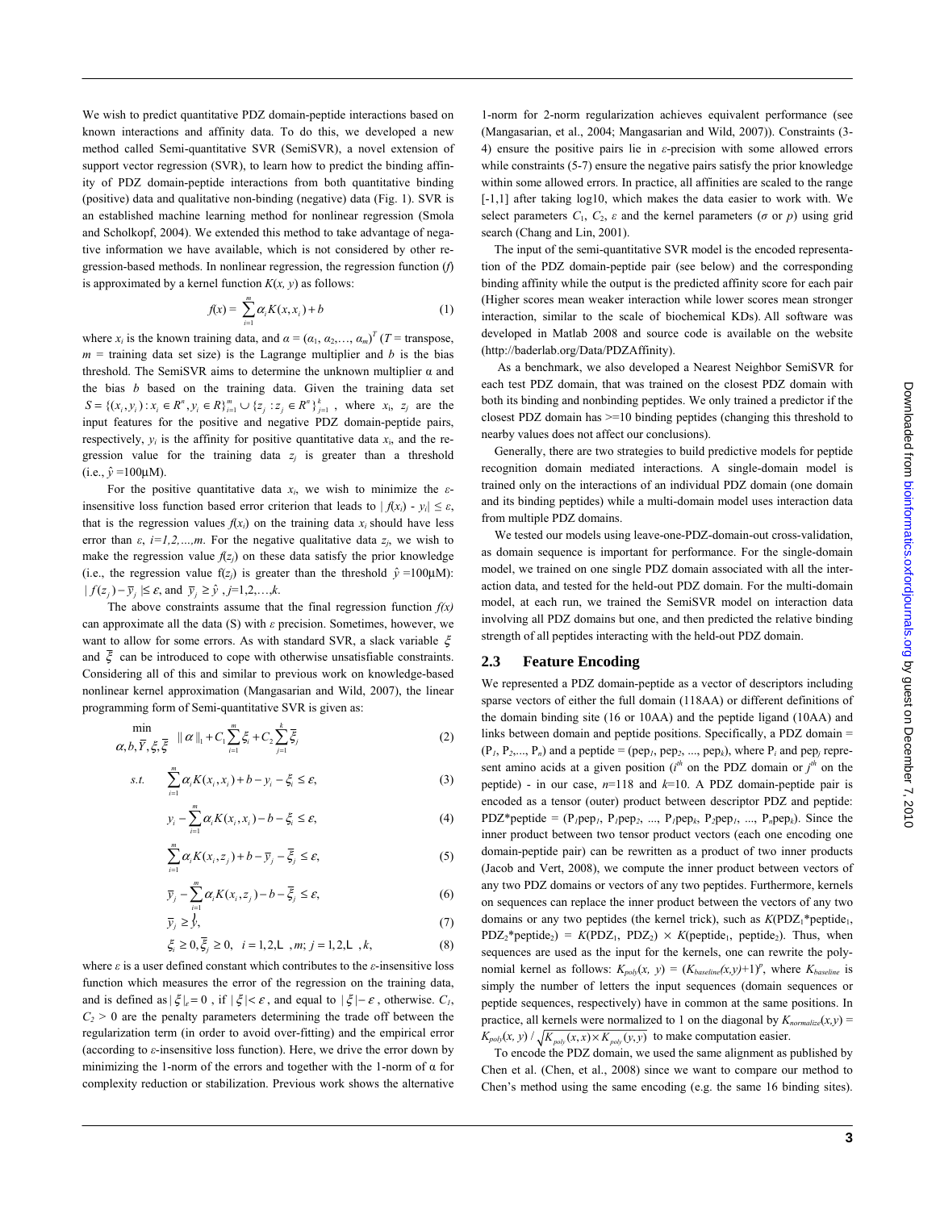We wish to predict quantitative PDZ domain-peptide interactions based on known interactions and affinity data. To do this, we developed a new method called Semi-quantitative SVR (SemiSVR), a novel extension of support vector regression (SVR), to learn how to predict the binding affinity of PDZ domain-peptide interactions from both quantitative binding (positive) data and qualitative non-binding (negative) data (Fig. 1). SVR is an established machine learning method for nonlinear regression (Smola and Scholkopf, 2004). We extended this method to take advantage of negative information we have available, which is not considered by other regression-based methods. In nonlinear regression, the regression function ($f$) is approximated by a kernel function $K(x, y)$ as follows:

$$f(x) = \sum_{i=1}^{m} \alpha_i K(x, x_i) + b \tag{1}$$

where $x_i$ is the known training data, and $\alpha = (\alpha_1, \alpha_2, \ldots, \alpha_m)^T$ ($T$ = transpose, $m$ = training data set size) is the Lagrange multiplier and $b$ is the bias threshold. The SemiSVR aims to determine the unknown multiplier $\alpha$ and the bias $b$ based on the training data. Given the training data set $S = \{(x_i, y_i) : x_i \in R^n, y_i \in R\}_{i=1}^{m} \cup \{z_j : z_j \in R^n\}_{j=1}^{k}$, where $x_i$, $z_j$ are the input features for the positive and negative PDZ domain-peptide pairs, respectively, $y_i$ is the affinity for positive quantitative data $x_i$, and the regression value for the training data $z_j$ is greater than a threshold (i.e., $\hat{y}$ =100μM).

For the positive quantitative data $x_i$, we wish to minimize the $\varepsilon$-insensitive loss function based error criterion that leads to $| f(x_i) - y_i| \leq \varepsilon$, that is the regression values $f(x_i)$ on the training data $x_i$ should have less error than $\varepsilon$, $i=1,2,\ldots,m$. For the negative qualitative data $z_j$, we wish to make the regression value $f(z_j)$ on these data satisfy the prior knowledge (i.e., the regression value $f(z_j)$ is greater than the threshold $\hat{y}$ =100μM): $| f(z_j) - \bar{y}_j | \leq \varepsilon$, and $\bar{y}_j \geq \hat{y}$ ,$j$=1,2,…,$k$.

The above constraints assume that the final regression function $f(x)$ can approximate all the data (S) with $\varepsilon$ precision. Sometimes, however, we want to allow for some errors. As with standard SVR, a slack variable $\xi$ and $\bar{\xi}$ can be introduced to cope with otherwise unsatisfiable constraints. Considering all of this and similar to previous work on knowledge-based nonlinear kernel approximation (Mangasarian and Wild, 2007), the linear programming form of Semi-quantitative SVR is given as:

$$\min_{\alpha, b, \bar{Y}, \xi, \bar{\xi}} \ \|\alpha\|_1 + C_1 \sum_{i=1}^{m} \xi_i + C_2 \sum_{j=1}^{k} \bar{\xi}_j \tag{2}$$

$$s.t. \quad \sum_{i=1}^{m} \alpha_i K(x_i, x_i) + b - y_i - \xi_i \leq \varepsilon, \tag{3}$$

$$y_i - \sum_{i=1}^{m} \alpha_i K(x_i, x_i) - b - \xi_i \leq \varepsilon, \tag{4}$$

$$\sum_{i=1}^{m} \alpha_i K(x_i, z_j) + b - \bar{y}_j - \bar{\xi}_j \leq \varepsilon, \tag{5}$$

$$\bar{y}_j - \sum_{i=1}^{m} \alpha_i K(x_i, z_j) - b - \bar{\xi}_j \leq \varepsilon, \tag{6}$$

$$\bar{y}_j \geq \hat{y}, \tag{7}$$

$$\xi_i \geq 0, \bar{\xi}_j \geq 0, \quad i = 1, 2, \ldots, m; \ j = 1, 2, \ldots, k, \tag{8}$$

where $\varepsilon$ is a user defined constant which contributes to the $\varepsilon$-insensitive loss function which measures the error of the regression on the training data, and is defined as $|\xi|_\varepsilon = 0$ , if $|\xi| < \varepsilon$ , and equal to $|\xi| - \varepsilon$ , otherwise. $C_1$, $C_2 > 0$ are the penalty parameters determining the trade off between the regularization term (in order to avoid over-fitting) and the empirical error (according to $\varepsilon$-insensitive loss function). Here, we drive the error down by minimizing the 1-norm of the errors and together with the 1-norm of $\alpha$ for complexity reduction or stabilization. Previous work shows the alternative 1-norm for 2-norm regularization achieves equivalent performance (see (Mangasarian, et al., 2004; Mangasarian and Wild, 2007)). Constraints (3-4) ensure the positive pairs lie in $\varepsilon$-precision with some allowed errors while constraints (5-7) ensure the negative pairs satisfy the prior knowledge within some allowed errors. In practice, all affinities are scaled to the range [-1,1] after taking log10, which makes the data easier to work with. We select parameters $C_1$, $C_2$, $\varepsilon$ and the kernel parameters ($\sigma$ or $p$) using grid search (Chang and Lin, 2001).

The input of the semi-quantitative SVR model is the encoded representation of the PDZ domain-peptide pair (see below) and the corresponding binding affinity while the output is the predicted affinity score for each pair (Higher scores mean weaker interaction while lower scores mean stronger interaction, similar to the scale of biochemical KDs). All software was developed in Matlab 2008 and source code is available on the website (http://baderlab.org/Data/PDZAffinity).

As a benchmark, we also developed a Nearest Neighbor SemiSVR for each test PDZ domain, that was trained on the closest PDZ domain with both its binding and nonbinding peptides. We only trained a predictor if the closest PDZ domain has >=10 binding peptides (changing this threshold to nearby values does not affect our conclusions).

Generally, there are two strategies to build predictive models for peptide recognition domain mediated interactions. A single-domain model is trained only on the interactions of an individual PDZ domain (one domain and its binding peptides) while a multi-domain model uses interaction data from multiple PDZ domains.

We tested our models using leave-one-PDZ-domain-out cross-validation, as domain sequence is important for performance. For the single-domain model, we trained on one single PDZ domain associated with all the interaction data, and tested for the held-out PDZ domain. For the multi-domain model, at each run, we trained the SemiSVR model on interaction data involving all PDZ domains but one, and then predicted the relative binding strength of all peptides interacting with the held-out PDZ domain.

## 2.3 Feature Encoding

We represented a PDZ domain-peptide as a vector of descriptors including sparse vectors of either the full domain (118AA) or different definitions of the domain binding site (16 or 10AA) and the peptide ligand (10AA) and links between domain and peptide positions. Specifically, a PDZ domain = ($P_1$, $P_2$,..., $P_n$) and a peptide = ($pep_1$, $pep_2$, ..., $pep_k$), where $P_i$ and $pep_j$ represent amino acids at a given position ($i^{th}$ on the PDZ domain or $j^{th}$ on the peptide) - in our case, $n$=118 and $k$=10. A PDZ domain-peptide pair is encoded as a tensor (outer) product between descriptor PDZ and peptide: PDZ*peptide = ($P_1pep_1$, $P_1pep_2$, ..., $P_1pep_k$, $P_2pep_1$, ..., $P_npep_k$). Since the inner product between two tensor product vectors (each one encoding one domain-peptide pair) can be rewritten as a product of two inner products (Jacob and Vert, 2008), we compute the inner product between vectors of any two PDZ domains or vectors of any two peptides. Furthermore, kernels on sequences can replace the inner product between the vectors of any two domains or any two peptides (the kernel trick), such as $K$($PDZ_1$*$peptide_1$, $PDZ_2$*$peptide_2$) = $K$($PDZ_1$, $PDZ_2$) × $K$($peptide_1$, $peptide_2$). Thus, when sequences are used as the input for the kernels, one can rewrite the polynomial kernel as follows: $K_{poly}(x, y) = (K_{baseline}(x,y)+1)^p$, where $K_{baseline}$ is simply the number of letters the input sequences (domain sequences or peptide sequences, respectively) have in common at the same positions. In practice, all kernels were normalized to 1 on the diagonal by $K_{normalize}(x,y) = K_{poly}(x, y) / \sqrt{K_{poly}(x,x) \times K_{poly}(y,y)}$ to make computation easier.

To encode the PDZ domain, we used the same alignment as published by Chen et al. (Chen, et al., 2008) since we want to compare our method to Chen's method using the same encoding (e.g. the same 16 binding sites).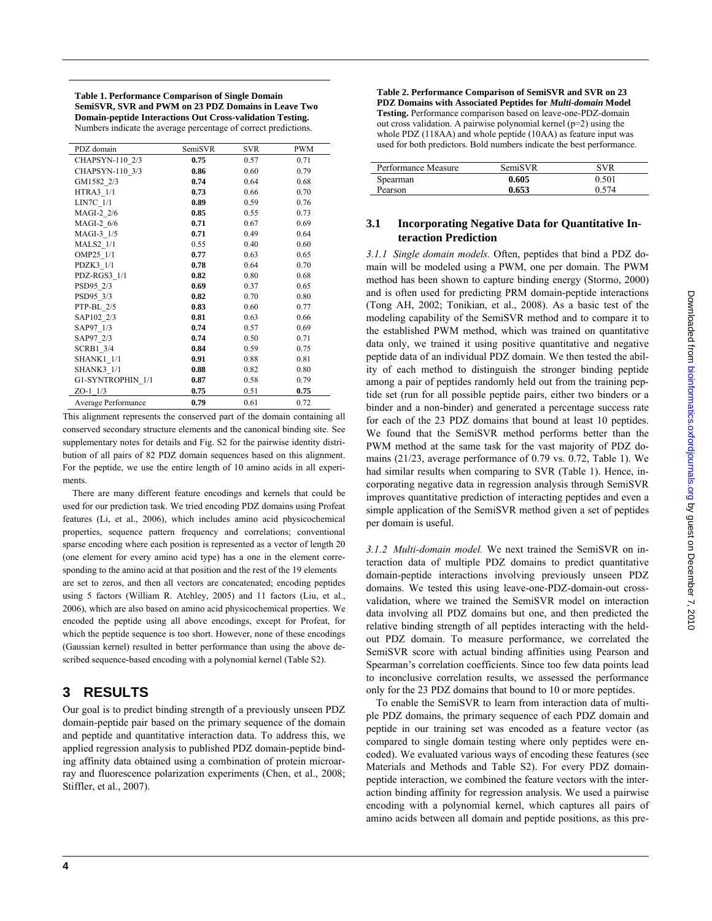**Table 1. Performance Comparison of Single Domain SemiSVR, SVR and PWM on 23 PDZ Domains in Leave Two Domain-peptide Interactions Out Cross-validation Testing.** Numbers indicate the average percentage of correct predictions.

| PDZ domain | SemiSVR | SVR | PWM |
|---|---|---|---|
| CHAPSYN-110_2/3 | **0.75** | 0.57 | 0.71 |
| CHAPSYN-110_3/3 | **0.86** | 0.60 | 0.79 |
| GM1582_2/3 | **0.74** | 0.64 | 0.68 |
| HTRA3_1/1 | **0.73** | 0.66 | 0.70 |
| LIN7C_1/1 | **0.89** | 0.59 | 0.76 |
| MAGI-2_2/6 | **0.85** | 0.55 | 0.73 |
| MAGI-2_6/6 | **0.71** | 0.67 | 0.69 |
| MAGI-3_1/5 | **0.71** | 0.49 | 0.64 |
| MALS2_1/1 | 0.55 | 0.40 | 0.60 |
| OMP25_1/1 | **0.77** | 0.63 | 0.65 |
| PDZK3_1/1 | **0.78** | 0.64 | 0.70 |
| PDZ-RGS3_1/1 | **0.82** | 0.80 | 0.68 |
| PSD95_2/3 | **0.69** | 0.37 | 0.65 |
| PSD95_3/3 | **0.82** | 0.70 | 0.80 |
| PTP-BL_2/5 | **0.83** | 0.60 | 0.77 |
| SAP102_2/3 | **0.81** | 0.63 | 0.66 |
| SAP97_1/3 | **0.74** | 0.57 | 0.69 |
| SAP97_2/3 | **0.74** | 0.50 | 0.71 |
| SCRB1_3/4 | **0.84** | 0.59 | 0.75 |
| SHANK1_1/1 | **0.91** | 0.88 | 0.81 |
| SHANK3_1/1 | **0.88** | 0.82 | 0.80 |
| G1-SYNTROPHIN_1/1 | **0.87** | 0.58 | 0.79 |
| ZO-1_1/3 | **0.75** | 0.51 | **0.75** |
| Average Performance | **0.79** | 0.61 | 0.72 |

This alignment represents the conserved part of the domain containing all conserved secondary structure elements and the canonical binding site. See supplementary notes for details and Fig. S2 for the pairwise identity distribution of all pairs of 82 PDZ domain sequences based on this alignment. For the peptide, we use the entire length of 10 amino acids in all experiments.

There are many different feature encodings and kernels that could be used for our prediction task. We tried encoding PDZ domains using Profeat features (Li, et al., 2006), which includes amino acid physicochemical properties, sequence pattern frequency and correlations; conventional sparse encoding where each position is represented as a vector of length 20 (one element for every amino acid type) has a one in the element corresponding to the amino acid at that position and the rest of the 19 elements are set to zeros, and then all vectors are concatenated; encoding peptides using 5 factors (William R. Atchley, 2005) and 11 factors (Liu, et al., 2006), which are also based on amino acid physicochemical properties. We encoded the peptide using all above encodings, except for Profeat, for which the peptide sequence is too short. However, none of these encodings (Gaussian kernel) resulted in better performance than using the above described sequence-based encoding with a polynomial kernel (Table S2).

# 3 RESULTS

Our goal is to predict binding strength of a previously unseen PDZ domain-peptide pair based on the primary sequence of the domain and peptide and quantitative interaction data. To address this, we applied regression analysis to published PDZ domain-peptide binding affinity data obtained using a combination of protein microarray and fluorescence polarization experiments (Chen, et al., 2008; Stiffler, et al., 2007).

**Table 2. Performance Comparison of SemiSVR and SVR on 23 PDZ Domains with Associated Peptides for *Multi-domain* Model Testing.** Performance comparison based on leave-one-PDZ-domain out cross validation. A pairwise polynomial kernel (p=2) using the whole PDZ (118AA) and whole peptide (10AA) as feature input was used for both predictors. Bold numbers indicate the best performance.

| Performance Measure | SemiSVR | SVR |
|---|---|---|
| Spearman | **0.605** | 0.501 |
| Pearson | **0.653** | 0.574 |

## 3.1 Incorporating Negative Data for Quantitative Interaction Prediction

*3.1.1 Single domain models.* Often, peptides that bind a PDZ domain will be modeled using a PWM, one per domain. The PWM method has been shown to capture binding energy (Stormo, 2000) and is often used for predicting PRM domain-peptide interactions (Tong AH, 2002; Tonikian, et al., 2008). As a basic test of the modeling capability of the SemiSVR method and to compare it to the established PWM method, which was trained on quantitative data only, we trained it using positive quantitative and negative peptide data of an individual PDZ domain. We then tested the ability of each method to distinguish the stronger binding peptide among a pair of peptides randomly held out from the training peptide set (run for all possible peptide pairs, either two binders or a binder and a non-binder) and generated a percentage success rate for each of the 23 PDZ domains that bound at least 10 peptides. We found that the SemiSVR method performs better than the PWM method at the same task for the vast majority of PDZ domains (21/23, average performance of 0.79 vs. 0.72, Table 1). We had similar results when comparing to SVR (Table 1). Hence, incorporating negative data in regression analysis through SemiSVR improves quantitative prediction of interacting peptides and even a simple application of the SemiSVR method given a set of peptides per domain is useful.

*3.1.2 Multi-domain model.* We next trained the SemiSVR on interaction data of multiple PDZ domains to predict quantitative domain-peptide interactions involving previously unseen PDZ domains. We tested this using leave-one-PDZ-domain-out cross-validation, where we trained the SemiSVR model on interaction data involving all PDZ domains but one, and then predicted the relative binding strength of all peptides interacting with the held-out PDZ domain. To measure performance, we correlated the SemiSVR score with actual binding affinities using Pearson and Spearman's correlation coefficients. Since too few data points lead to inconclusive correlation results, we assessed the performance only for the 23 PDZ domains that bound to 10 or more peptides.

To enable the SemiSVR to learn from interaction data of multiple PDZ domains, the primary sequence of each PDZ domain and peptide in our training set was encoded as a feature vector (as compared to single domain testing where only peptides were encoded). We evaluated various ways of encoding these features (see Materials and Methods and Table S2). For every PDZ domain-peptide interaction, we combined the feature vectors with the interaction binding affinity for regression analysis. We used a pairwise encoding with a polynomial kernel, which captures all pairs of amino acids between all domain and peptide positions, as this pre-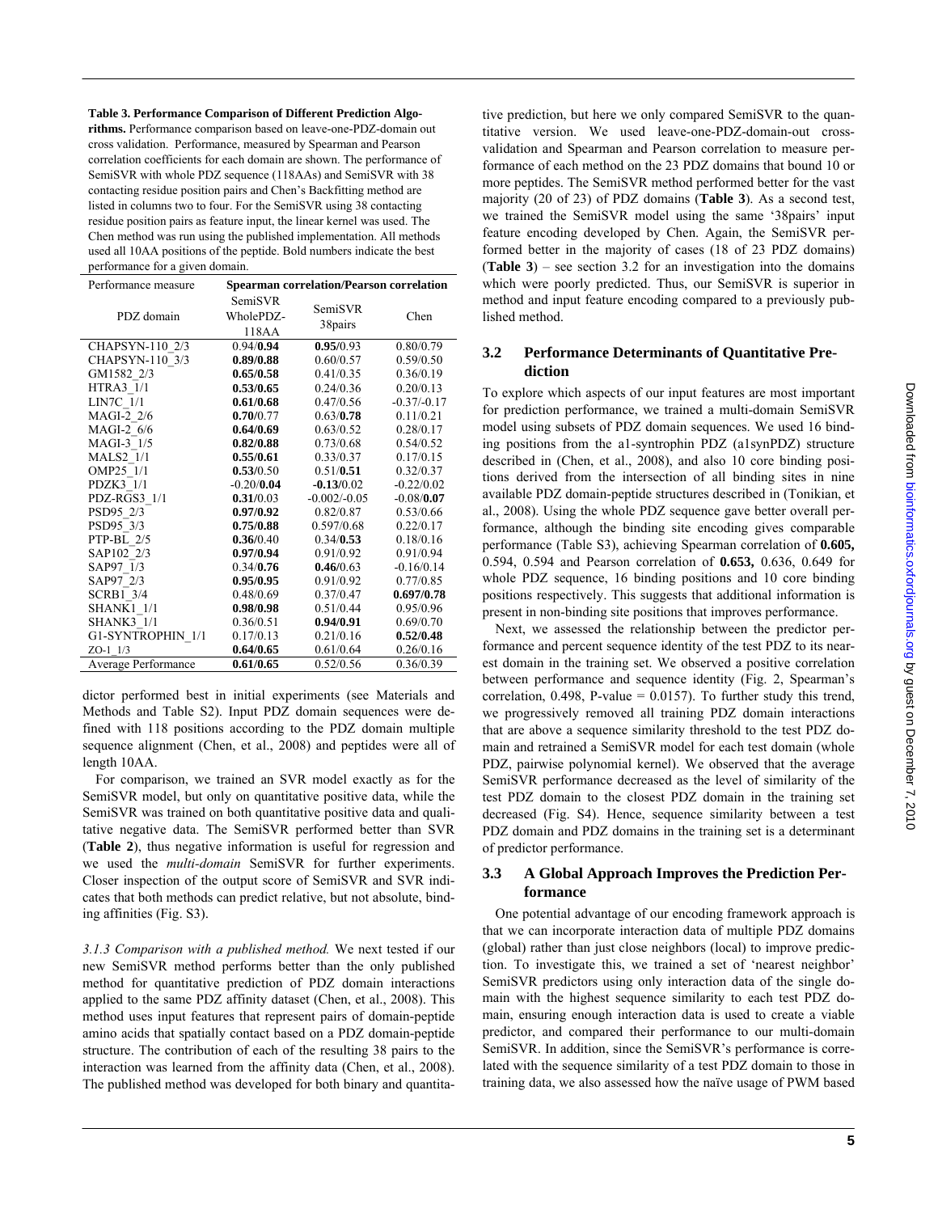**Table 3. Performance Comparison of Different Prediction Algorithms.** Performance comparison based on leave-one-PDZ-domain out cross validation. Performance, measured by Spearman and Pearson correlation coefficients for each domain are shown. The performance of SemiSVR with whole PDZ sequence (118AAs) and SemiSVR with 38 contacting residue position pairs and Chen's Backfitting method are listed in columns two to four. For the SemiSVR using 38 contacting residue position pairs as feature input, the linear kernel was used. The Chen method was run using the published implementation. All methods used all 10AA positions of the peptide. Bold numbers indicate the best performance for a given domain.

| Performance measure | Spearman correlation/Pearson correlation | | |
|---|---|---|---|
| PDZ domain | SemiSVR WholePDZ-118AA | SemiSVR 38pairs | Chen |
| CHAPSYN-110_2/3 | 0.94/**0.94** | **0.95**/0.93 | 0.80/0.79 |
| CHAPSYN-110_3/3 | **0.89**/**0.88** | 0.60/0.57 | 0.59/0.50 |
| GM1582_2/3 | **0.65**/**0.58** | 0.41/0.35 | 0.36/0.19 |
| HTRA3_1/1 | **0.53**/**0.65** | 0.24/0.36 | 0.20/0.13 |
| LIN7C_1/1 | **0.61**/**0.68** | 0.47/0.56 | -0.37/-0.17 |
| MAGI-2_2/6 | **0.70**/0.77 | 0.63/**0.78** | 0.11/0.21 |
| MAGI-2_6/6 | **0.64**/**0.69** | 0.63/0.52 | 0.28/0.17 |
| MAGI-3_1/5 | **0.82**/**0.88** | 0.73/0.68 | 0.54/0.52 |
| MALS2_1/1 | **0.55**/**0.61** | 0.33/0.37 | 0.17/0.15 |
| OMP25_1/1 | **0.53**/0.50 | 0.51/**0.51** | 0.32/0.37 |
| PDZK3_1/1 | -0.20/**0.04** | **-0.13**/0.02 | -0.22/0.02 |
| PDZ-RGS3_1/1 | **0.31**/0.03 | -0.002/-0.05 | -0.08/**0.07** |
| PSD95_2/3 | **0.97**/**0.92** | 0.82/0.87 | 0.53/0.66 |
| PSD95_3/3 | **0.75**/**0.88** | 0.597/0.68 | 0.22/0.17 |
| PTP-BL_2/5 | **0.36**/0.40 | 0.34/**0.53** | 0.18/0.16 |
| SAP102_2/3 | **0.97**/**0.94** | 0.91/0.92 | 0.91/0.94 |
| SAP97_1/3 | 0.34/**0.76** | **0.46**/0.63 | -0.16/0.14 |
| SAP97_2/3 | **0.95**/**0.95** | 0.91/0.92 | 0.77/0.85 |
| SCRB1_3/4 | 0.48/0.69 | 0.37/0.47 | **0.697**/**0.78** |
| SHANK1_1/1 | **0.98**/**0.98** | 0.51/0.44 | 0.95/0.96 |
| SHANK3_1/1 | 0.36/0.51 | **0.94**/**0.91** | 0.69/0.70 |
| G1-SYNTROPHIN_1/1 | 0.17/0.13 | 0.21/0.16 | **0.52**/**0.48** |
| ZO-1_1/3 | **0.64**/**0.65** | 0.61/0.64 | 0.26/0.16 |
| Average Performance | **0.61**/**0.65** | 0.52/0.56 | 0.36/0.39 |

dictor performed best in initial experiments (see Materials and Methods and Table S2). Input PDZ domain sequences were defined with 118 positions according to the PDZ domain multiple sequence alignment (Chen, et al., 2008) and peptides were all of length 10AA.

For comparison, we trained an SVR model exactly as for the SemiSVR model, but only on quantitative positive data, while the SemiSVR was trained on both quantitative positive data and qualitative negative data. The SemiSVR performed better than SVR (**Table 2**), thus negative information is useful for regression and we used the *multi-domain* SemiSVR for further experiments. Closer inspection of the output score of SemiSVR and SVR indicates that both methods can predict relative, but not absolute, binding affinities (Fig. S3).

*3.1.3 Comparison with a published method.* We next tested if our new SemiSVR method performs better than the only published method for quantitative prediction of PDZ domain interactions applied to the same PDZ affinity dataset (Chen, et al., 2008). This method uses input features that represent pairs of domain-peptide amino acids that spatially contact based on a PDZ domain-peptide structure. The contribution of each of the resulting 38 pairs to the interaction was learned from the affinity data (Chen, et al., 2008). The published method was developed for both binary and quantitative prediction, but here we only compared SemiSVR to the quantitative version. We used leave-one-PDZ-domain-out cross-validation and Spearman and Pearson correlation to measure performance of each method on the 23 PDZ domains that bound 10 or more peptides. The SemiSVR method performed better for the vast majority (20 of 23) of PDZ domains (**Table 3**). As a second test, we trained the SemiSVR model using the same '38pairs' input feature encoding developed by Chen. Again, the SemiSVR performed better in the majority of cases (18 of 23 PDZ domains) (**Table 3**) – see section 3.2 for an investigation into the domains which were poorly predicted. Thus, our SemiSVR is superior in method and input feature encoding compared to a previously published method.

## 3.2 Performance Determinants of Quantitative Prediction

To explore which aspects of our input features are most important for prediction performance, we trained a multi-domain SemiSVR model using subsets of PDZ domain sequences. We used 16 binding positions from the a1-syntrophin PDZ (a1synPDZ) structure described in (Chen, et al., 2008), and also 10 core binding positions derived from the intersection of all binding sites in nine available PDZ domain-peptide structures described in (Tonikian, et al., 2008). Using the whole PDZ sequence gave better overall performance, although the binding site encoding gives comparable performance (Table S3), achieving Spearman correlation of **0.605,** 0.594, 0.594 and Pearson correlation of **0.653,** 0.636, 0.649 for whole PDZ sequence, 16 binding positions and 10 core binding positions respectively. This suggests that additional information is present in non-binding site positions that improves performance.

Next, we assessed the relationship between the predictor performance and percent sequence identity of the test PDZ to its nearest domain in the training set. We observed a positive correlation between performance and sequence identity (Fig. 2, Spearman's correlation, 0.498, P-value = 0.0157). To further study this trend, we progressively removed all training PDZ domain interactions that are above a sequence similarity threshold to the test PDZ domain and retrained a SemiSVR model for each test domain (whole PDZ, pairwise polynomial kernel). We observed that the average SemiSVR performance decreased as the level of similarity of the test PDZ domain to the closest PDZ domain in the training set decreased (Fig. S4). Hence, sequence similarity between a test PDZ domain and PDZ domains in the training set is a determinant of predictor performance.

## 3.3 A Global Approach Improves the Prediction Performance

One potential advantage of our encoding framework approach is that we can incorporate interaction data of multiple PDZ domains (global) rather than just close neighbors (local) to improve prediction. To investigate this, we trained a set of 'nearest neighbor' SemiSVR predictors using only interaction data of the single domain with the highest sequence similarity to each test PDZ domain, ensuring enough interaction data is used to create a viable predictor, and compared their performance to our multi-domain SemiSVR. In addition, since the SemiSVR's performance is correlated with the sequence similarity of a test PDZ domain to those in training data, we also assessed how the naïve usage of PWM based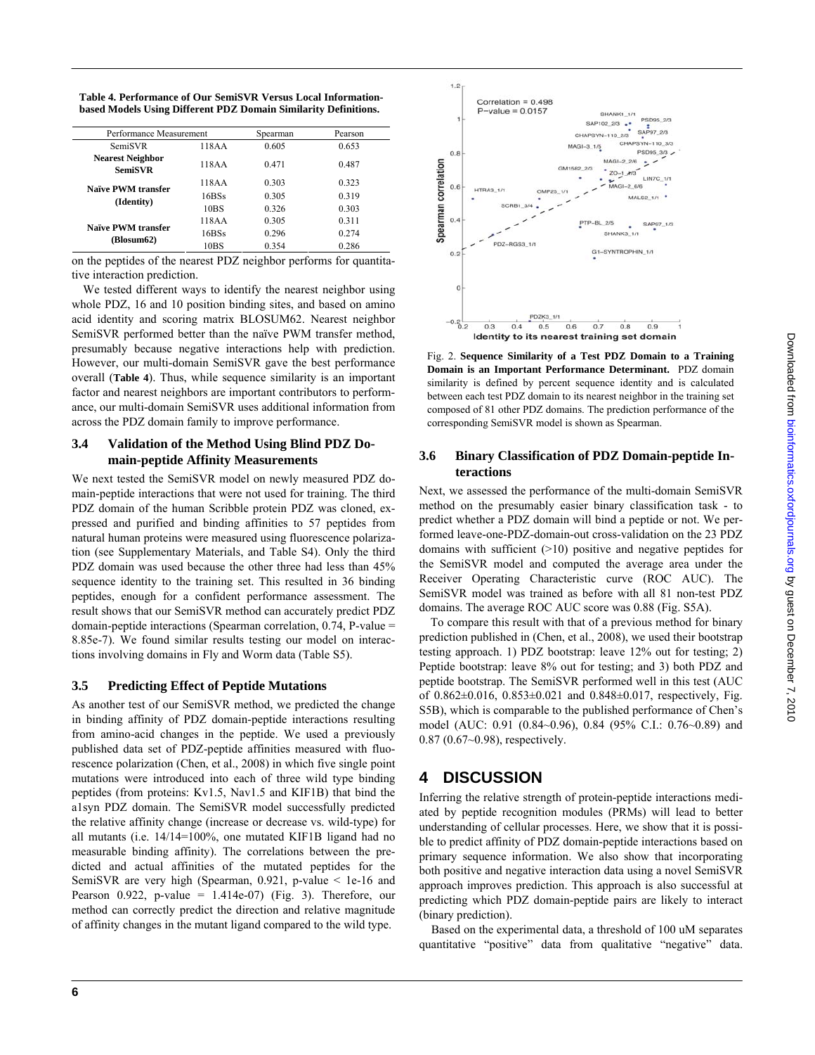**Table 4. Performance of Our SemiSVR Versus Local Information-based Models Using Different PDZ Domain Similarity Definitions.**

| Performance Measurement | | Spearman | Pearson |
|---|---|---|---|
| SemiSVR | 118AA | 0.605 | 0.653 |
| **Nearest Neighbor SemiSVR** | 118AA | 0.471 | 0.487 |
| **Naïve PWM transfer (Identity)** | 118AA | 0.303 | 0.323 |
| | 16BSs | 0.305 | 0.319 |
| | 10BS | 0.326 | 0.303 |
| **Naïve PWM transfer (Blosum62)** | 118AA | 0.305 | 0.311 |
| | 16BSs | 0.296 | 0.274 |
| | 10BS | 0.354 | 0.286 |

on the peptides of the nearest PDZ neighbor performs for quantitative interaction prediction.

We tested different ways to identify the nearest neighbor using whole PDZ, 16 and 10 position binding sites, and based on amino acid identity and scoring matrix BLOSUM62. Nearest neighbor SemiSVR performed better than the naïve PWM transfer method, presumably because negative interactions help with prediction. However, our multi-domain SemiSVR gave the best performance overall (**Table 4**). Thus, while sequence similarity is an important factor and nearest neighbors are important contributors to performance, our multi-domain SemiSVR uses additional information from across the PDZ domain family to improve performance.

### 3.4 Validation of the Method Using Blind PDZ Domain-peptide Affinity Measurements

We next tested the SemiSVR model on newly measured PDZ domain-peptide interactions that were not used for training. The third PDZ domain of the human Scribble protein PDZ was cloned, expressed and purified and binding affinities to 57 peptides from natural human proteins were measured using fluorescence polarization (see Supplementary Materials, and Table S4). Only the third PDZ domain was used because the other three had less than 45% sequence identity to the training set. This resulted in 36 binding peptides, enough for a confident performance assessment. The result shows that our SemiSVR method can accurately predict PDZ domain-peptide interactions (Spearman correlation, 0.74, P-value = 8.85e-7). We found similar results testing our model on interactions involving domains in Fly and Worm data (Table S5).

### 3.5 Predicting Effect of Peptide Mutations

As another test of our SemiSVR method, we predicted the change in binding affinity of PDZ domain-peptide interactions resulting from amino-acid changes in the peptide. We used a previously published data set of PDZ-peptide affinities measured with fluorescence polarization (Chen, et al., 2008) in which five single point mutations were introduced into each of three wild type binding peptides (from proteins: Kv1.5, Nav1.5 and KIF1B) that bind the a1syn PDZ domain. The SemiSVR model successfully predicted the relative affinity change (increase or decrease vs. wild-type) for all mutants (i.e. 14/14=100%, one mutated KIF1B ligand had no measurable binding affinity). The correlations between the predicted and actual affinities of the mutated peptides for the SemiSVR are very high (Spearman, 0.921, p-value < 1e-16 and Pearson 0.922, p-value = 1.414e-07) (Fig. 3). Therefore, our method can correctly predict the direction and relative magnitude of affinity changes in the mutant ligand compared to the wild type.

Fig. 2. **Sequence Similarity of a Test PDZ Domain to a Training Domain is an Important Performance Determinant.** PDZ domain similarity is defined by percent sequence identity and is calculated between each test PDZ domain to its nearest neighbor in the training set composed of 81 other PDZ domains. The prediction performance of the corresponding SemiSVR model is shown as Spearman.

### 3.6 Binary Classification of PDZ Domain-peptide Interactions

Next, we assessed the performance of the multi-domain SemiSVR method on the presumably easier binary classification task - to predict whether a PDZ domain will bind a peptide or not. We performed leave-one-PDZ-domain-out cross-validation on the 23 PDZ domains with sufficient (>10) positive and negative peptides for the SemiSVR model and computed the average area under the Receiver Operating Characteristic curve (ROC AUC). The SemiSVR model was trained as before with all 81 non-test PDZ domains. The average ROC AUC score was 0.88 (Fig. S5A).

To compare this result with that of a previous method for binary prediction published in (Chen, et al., 2008), we used their bootstrap testing approach. 1) PDZ bootstrap: leave 12% out for testing; 2) Peptide bootstrap: leave 8% out for testing; and 3) both PDZ and peptide bootstrap. The SemiSVR performed well in this test (AUC of 0.862±0.016, 0.853±0.021 and 0.848±0.017, respectively, Fig. S5B), which is comparable to the published performance of Chen's model (AUC: 0.91 (0.84~0.96), 0.84 (95% C.I.: 0.76~0.89) and 0.87 (0.67~0.98), respectively.

## 4 DISCUSSION

Inferring the relative strength of protein-peptide interactions mediated by peptide recognition modules (PRMs) will lead to better understanding of cellular processes. Here, we show that it is possible to predict affinity of PDZ domain-peptide interactions based on primary sequence information. We also show that incorporating both positive and negative interaction data using a novel SemiSVR approach improves prediction. This approach is also successful at predicting which PDZ domain-peptide pairs are likely to interact (binary prediction).

Based on the experimental data, a threshold of 100 uM separates quantitative "positive" data from qualitative "negative" data.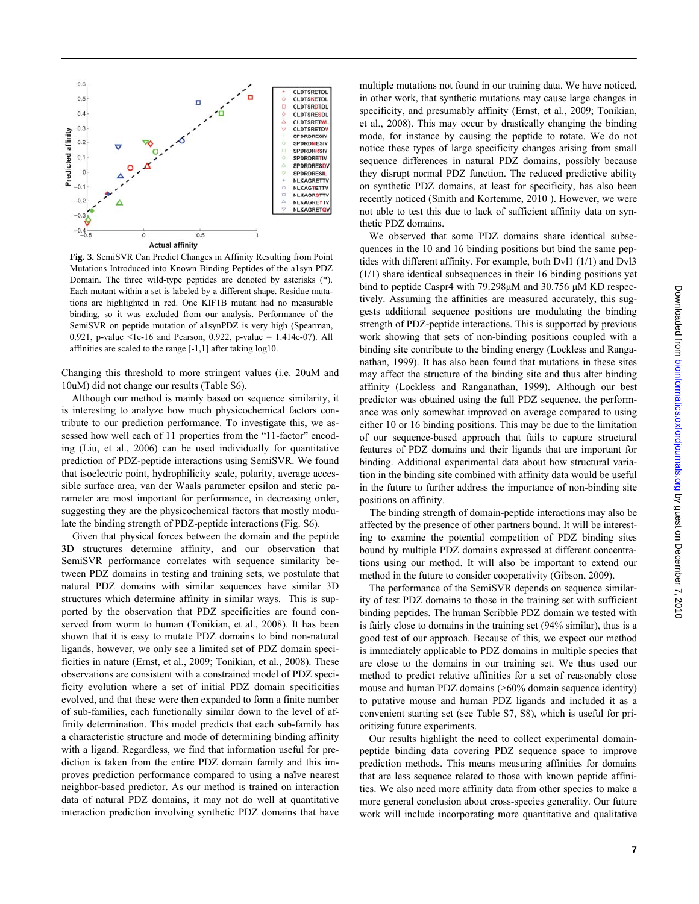**Fig. 3.** SemiSVR Can Predict Changes in Affinity Resulting from Point Mutations Introduced into Known Binding Peptides of the a1syn PDZ Domain. The three wild-type peptides are denoted by asterisks (*). Each mutant within a set is labeled by a different shape. Residue mutations are highlighted in red. One KIF1B mutant had no measurable binding, so it was excluded from our analysis. Performance of the SemiSVR on peptide mutation of a1synPDZ is very high (Spearman, 0.921, p-value <1e-16 and Pearson, 0.922, p-value = 1.414e-07). All affinities are scaled to the range [-1,1] after taking log10.

Changing this threshold to more stringent values (i.e. 20uM and 10uM) did not change our results (Table S6).

Although our method is mainly based on sequence similarity, it is interesting to analyze how much physicochemical factors contribute to our prediction performance. To investigate this, we assessed how well each of 11 properties from the "11-factor" encoding (Liu, et al., 2006) can be used individually for quantitative prediction of PDZ-peptide interactions using SemiSVR. We found that isoelectric point, hydrophilicity scale, polarity, average accessible surface area, van der Waals parameter epsilon and steric parameter are most important for performance, in decreasing order, suggesting they are the physicochemical factors that mostly modulate the binding strength of PDZ-peptide interactions (Fig. S6).

Given that physical forces between the domain and the peptide 3D structures determine affinity, and our observation that SemiSVR performance correlates with sequence similarity between PDZ domains in testing and training sets, we postulate that natural PDZ domains with similar sequences have similar 3D structures which determine affinity in similar ways. This is supported by the observation that PDZ specificities are found conserved from worm to human (Tonikian, et al., 2008). It has been shown that it is easy to mutate PDZ domains to bind non-natural ligands, however, we only see a limited set of PDZ domain specificities in nature (Ernst, et al., 2009; Tonikian, et al., 2008). These observations are consistent with a constrained model of PDZ specificity evolution where a set of initial PDZ domain specificities evolved, and that these were then expanded to form a finite number of sub-families, each functionally similar down to the level of affinity determination. This model predicts that each sub-family has a characteristic structure and mode of determining binding affinity with a ligand. Regardless, we find that information useful for prediction is taken from the entire PDZ domain family and this improves prediction performance compared to using a naïve nearest neighbor-based predictor. As our method is trained on interaction data of natural PDZ domains, it may not do well at quantitative interaction prediction involving synthetic PDZ domains that have multiple mutations not found in our training data. We have noticed, in other work, that synthetic mutations may cause large changes in specificity, and presumably affinity (Ernst, et al., 2009; Tonikian, et al., 2008). This may occur by drastically changing the binding mode, for instance by causing the peptide to rotate. We do not notice these types of large specificity changes arising from small sequence differences in natural PDZ domains, possibly because they disrupt normal PDZ function. The reduced predictive ability on synthetic PDZ domains, at least for specificity, has also been recently noticed (Smith and Kortemme, 2010 ). However, we were not able to test this due to lack of sufficient affinity data on synthetic PDZ domains.

We observed that some PDZ domains share identical subsequences in the 10 and 16 binding positions but bind the same peptides with different affinity. For example, both Dvl1 (1/1) and Dvl3 (1/1) share identical subsequences in their 16 binding positions yet bind to peptide Caspr4 with 79.298μM and 30.756 μM KD respectively. Assuming the affinities are measured accurately, this suggests additional sequence positions are modulating the binding strength of PDZ-peptide interactions. This is supported by previous work showing that sets of non-binding positions coupled with a binding site contribute to the binding energy (Lockless and Ranganathan, 1999). It has also been found that mutations in these sites may affect the structure of the binding site and thus alter binding affinity (Lockless and Ranganathan, 1999). Although our best predictor was obtained using the full PDZ sequence, the performance was only somewhat improved on average compared to using either 10 or 16 binding positions. This may be due to the limitation of our sequence-based approach that fails to capture structural features of PDZ domains and their ligands that are important for binding. Additional experimental data about how structural variation in the binding site combined with affinity data would be useful in the future to further address the importance of non-binding site positions on affinity.

The binding strength of domain-peptide interactions may also be affected by the presence of other partners bound. It will be interesting to examine the potential competition of PDZ binding sites bound by multiple PDZ domains expressed at different concentrations using our method. It will also be important to extend our method in the future to consider cooperativity (Gibson, 2009).

The performance of the SemiSVR depends on sequence similarity of test PDZ domains to those in the training set with sufficient binding peptides. The human Scribble PDZ domain we tested with is fairly close to domains in the training set (94% similar), thus is a good test of our approach. Because of this, we expect our method is immediately applicable to PDZ domains in multiple species that are close to the domains in our training set. We thus used our method to predict relative affinities for a set of reasonably close mouse and human PDZ domains (>60% domain sequence identity) to putative mouse and human PDZ ligands and included it as a convenient starting set (see Table S7, S8), which is useful for prioritizing future experiments.

Our results highlight the need to collect experimental domain-peptide binding data covering PDZ sequence space to improve prediction methods. This means measuring affinities for domains that are less sequence related to those with known peptide affinities. We also need more affinity data from other species to make a more general conclusion about cross-species generality. Our future work will include incorporating more quantitative and qualitative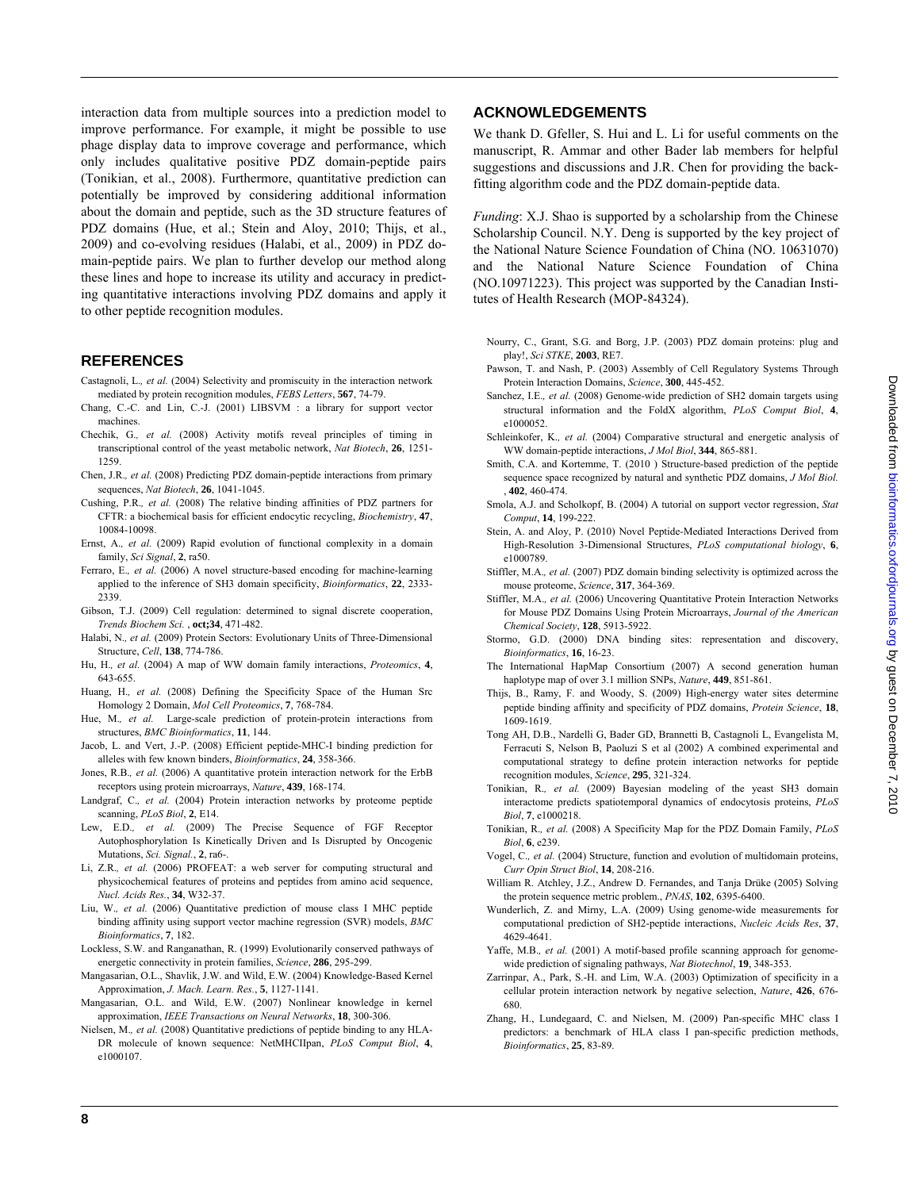interaction data from multiple sources into a prediction model to improve performance. For example, it might be possible to use phage display data to improve coverage and performance, which only includes qualitative positive PDZ domain-peptide pairs (Tonikian, et al., 2008). Furthermore, quantitative prediction can potentially be improved by considering additional information about the domain and peptide, such as the 3D structure features of PDZ domains (Hue, et al.; Stein and Aloy, 2010; Thijs, et al., 2009) and co-evolving residues (Halabi, et al., 2009) in PDZ domain-peptide pairs. We plan to further develop our method along these lines and hope to increase its utility and accuracy in predicting quantitative interactions involving PDZ domains and apply it to other peptide recognition modules.

## ACKNOWLEDGEMENTS

We thank D. Gfeller, S. Hui and L. Li for useful comments on the manuscript, R. Ammar and other Bader lab members for helpful suggestions and discussions and J.R. Chen for providing the back-fitting algorithm code and the PDZ domain-peptide data.

*Funding*: X.J. Shao is supported by a scholarship from the Chinese Scholarship Council. N.Y. Deng is supported by the key project of the National Nature Science Foundation of China (NO. 10631070) and the National Nature Science Foundation of China (NO.10971223). This project was supported by the Canadian Institutes of Health Research (MOP-84324).

## REFERENCES

Castagnoli, L.*, et al.* (2004) Selectivity and promiscuity in the interaction network mediated by protein recognition modules, *FEBS Letters*, **567**, 74-79.

Chang, C.-C. and Lin, C.-J. (2001) LIBSVM : a library for support vector machines.

Chechik, G.*, et al.* (2008) Activity motifs reveal principles of timing in transcriptional control of the yeast metabolic network, *Nat Biotech*, **26**, 1251-1259.

Chen, J.R.*, et al.* (2008) Predicting PDZ domain-peptide interactions from primary sequences, *Nat Biotech*, **26**, 1041-1045.

Cushing, P.R.*, et al.* (2008) The relative binding affinities of PDZ partners for CFTR: a biochemical basis for efficient endocytic recycling, *Biochemistry*, **47**, 10084-10098.

Ernst, A.*, et al.* (2009) Rapid evolution of functional complexity in a domain family, *Sci Signal*, **2**, ra50.

Ferraro, E.*, et al.* (2006) A novel structure-based encoding for machine-learning applied to the inference of SH3 domain specificity, *Bioinformatics*, **22**, 2333-2339.

Gibson, T.J. (2009) Cell regulation: determined to signal discrete cooperation, *Trends Biochem Sci.* , **oct;34**, 471-482.

Halabi, N.*, et al.* (2009) Protein Sectors: Evolutionary Units of Three-Dimensional Structure, *Cell*, **138**, 774-786.

Hu, H.*, et al.* (2004) A map of WW domain family interactions, *Proteomics*, **4**, 643-655.

Huang, H.*, et al.* (2008) Defining the Specificity Space of the Human Src Homology 2 Domain, *Mol Cell Proteomics*, **7**, 768-784.

Hue, M.*, et al.* Large-scale prediction of protein-protein interactions from structures, *BMC Bioinformatics*, **11**, 144.

Jacob, L. and Vert, J.-P. (2008) Efficient peptide-MHC-I binding prediction for alleles with few known binders, *Bioinformatics*, **24**, 358-366.

Jones, R.B.*, et al.* (2006) A quantitative protein interaction network for the ErbB receptors using protein microarrays, *Nature*, **439**, 168-174.

Landgraf, C.*, et al.* (2004) Protein interaction networks by proteome peptide scanning, *PLoS Biol*, **2**, E14.

Lew, E.D.*, et al.* (2009) The Precise Sequence of FGF Receptor Autophosphorylation Is Kinetically Driven and Is Disrupted by Oncogenic Mutations, *Sci. Signal.*, **2**, ra6-.

Li, Z.R.*, et al.* (2006) PROFEAT: a web server for computing structural and physicochemical features of proteins and peptides from amino acid sequence, *Nucl. Acids Res.*, **34**, W32-37.

Liu, W.*, et al.* (2006) Quantitative prediction of mouse class I MHC peptide binding affinity using support vector machine regression (SVR) models, *BMC Bioinformatics*, **7**, 182.

Lockless, S.W. and Ranganathan, R. (1999) Evolutionarily conserved pathways of energetic connectivity in protein families, *Science*, **286**, 295-299.

Mangasarian, O.L., Shavlik, J.W. and Wild, E.W. (2004) Knowledge-Based Kernel Approximation, *J. Mach. Learn. Res.*, **5**, 1127-1141.

Mangasarian, O.L. and Wild, E.W. (2007) Nonlinear knowledge in kernel approximation, *IEEE Transactions on Neural Networks*, **18**, 300-306.

Nielsen, M.*, et al.* (2008) Quantitative predictions of peptide binding to any HLA-DR molecule of known sequence: NetMHCIIpan, *PLoS Comput Biol*, **4**, e1000107.

Nourry, C., Grant, S.G. and Borg, J.P. (2003) PDZ domain proteins: plug and play!, *Sci STKE*, **2003**, RE7.

Pawson, T. and Nash, P. (2003) Assembly of Cell Regulatory Systems Through Protein Interaction Domains, *Science*, **300**, 445-452.

Sanchez, I.E.*, et al.* (2008) Genome-wide prediction of SH2 domain targets using structural information and the FoldX algorithm, *PLoS Comput Biol*, **4**, e1000052.

Schleinkofer, K.*, et al.* (2004) Comparative structural and energetic analysis of WW domain-peptide interactions, *J Mol Biol*, **344**, 865-881.

Smith, C.A. and Kortemme, T. (2010 ) Structure-based prediction of the peptide sequence space recognized by natural and synthetic PDZ domains, *J Mol Biol.* , **402**, 460-474.

Smola, A.J. and Scholkopf, B. (2004) A tutorial on support vector regression, *Stat Comput*, **14**, 199-222.

Stein, A. and Aloy, P. (2010) Novel Peptide-Mediated Interactions Derived from High-Resolution 3-Dimensional Structures, *PLoS computational biology*, **6**, e1000789.

Stiffler, M.A.*, et al.* (2007) PDZ domain binding selectivity is optimized across the mouse proteome, *Science*, **317**, 364-369.

Stiffler, M.A.*, et al.* (2006) Uncovering Quantitative Protein Interaction Networks for Mouse PDZ Domains Using Protein Microarrays, *Journal of the American Chemical Society*, **128**, 5913-5922.

Stormo, G.D. (2000) DNA binding sites: representation and discovery, *Bioinformatics*, **16**, 16-23.

The International HapMap Consortium (2007) A second generation human haplotype map of over 3.1 million SNPs, *Nature*, **449**, 851-861.

Thijs, B., Ramy, F. and Woody, S. (2009) High-energy water sites determine peptide binding affinity and specificity of PDZ domains, *Protein Science*, **18**, 1609-1619.

Tong AH, D.B., Nardelli G, Bader GD, Brannetti B, Castagnoli L, Evangelista M, Ferracuti S, Nelson B, Paoluzi S et al (2002) A combined experimental and computational strategy to define protein interaction networks for peptide recognition modules, *Science*, **295**, 321-324.

Tonikian, R.*, et al.* (2009) Bayesian modeling of the yeast SH3 domain interactome predicts spatiotemporal dynamics of endocytosis proteins, *PLoS Biol*, **7**, e1000218.

Tonikian, R.*, et al.* (2008) A Specificity Map for the PDZ Domain Family, *PLoS Biol*, **6**, e239.

Vogel, C.*, et al.* (2004) Structure, function and evolution of multidomain proteins, *Curr Opin Struct Biol*, **14**, 208-216.

William R. Atchley, J.Z., Andrew D. Fernandes, and Tanja Drüke (2005) Solving the protein sequence metric problem., *PNAS*, **102**, 6395-6400.

Wunderlich, Z. and Mirny, L.A. (2009) Using genome-wide measurements for computational prediction of SH2-peptide interactions, *Nucleic Acids Res*, **37**, 4629-4641.

Yaffe, M.B.*, et al.* (2001) A motif-based profile scanning approach for genome-wide prediction of signaling pathways, *Nat Biotechnol*, **19**, 348-353.

Zarrinpar, A., Park, S.-H. and Lim, W.A. (2003) Optimization of specificity in a cellular protein interaction network by negative selection, *Nature*, **426**, 676-680.

Zhang, H., Lundegaard, C. and Nielsen, M. (2009) Pan-specific MHC class I predictors: a benchmark of HLA class I pan-specific prediction methods, *Bioinformatics*, **25**, 83-89.